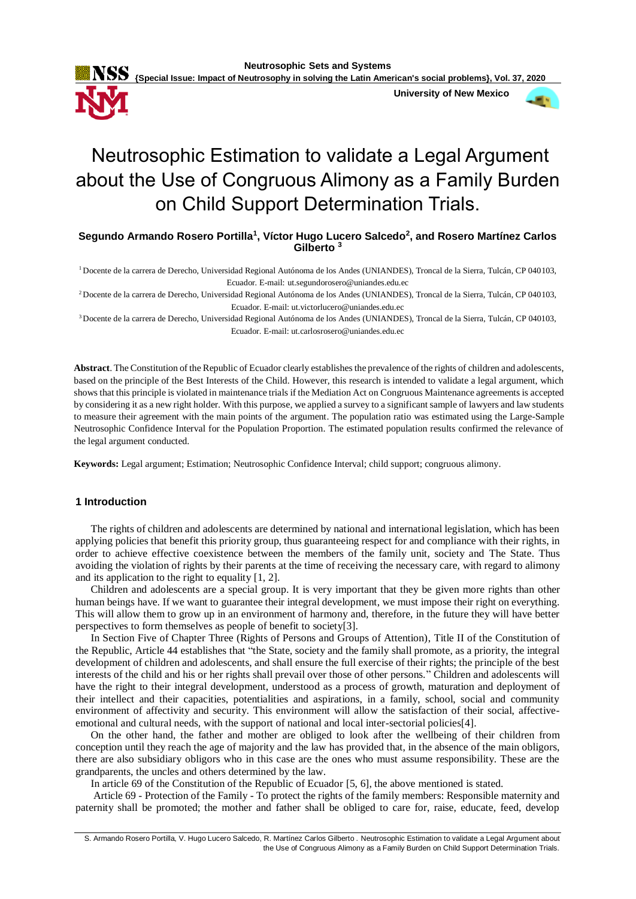# Neutrosophic Estimation to validate a Legal Argument about the Use of Congruous Alimony as a Family Burden on Child Support Determination Trials.

**Segundo Armando Rosero Portilla[1], Víctor Hugo Lucero Salcedo[2], and Rosero Martínez Carlos Gilberto [3]**

[1] Docente de la carrera de Derecho, Universidad Regional Autónoma de los Andes (UNIANDES), Troncal de la Sierra, Tulcán, CP 040103, Ecuador. E-mail: ut.segundorosero@uniandes.edu.ec

[2] Docente de la carrera de Derecho, Universidad Regional Autónoma de los Andes (UNIANDES), Troncal de la Sierra, Tulcán, CP 040103, Ecuador. E-mail: ut.victorlucero@uniandes.edu.ec

[3] Docente de la carrera de Derecho, Universidad Regional Autónoma de los Andes (UNIANDES), Troncal de la Sierra, Tulcán, CP 040103, Ecuador. E-mail: ut.carlosrosero@uniandes.edu.ec

**Abstract**. The Constitution of the Republic of Ecuador clearly establishes the prevalence of the rights of children and adolescents, based on the principle of the Best Interests of the Child. However, this research is intended to validate a legal argument, which shows that this principle is violated in maintenance trials if the Mediation Act on Congruous Maintenance agreements is accepted by considering it as a new right holder. With this purpose, we applied a survey to a significant sample of lawyers and law students to measure their agreement with the main points of the argument. The population ratio was estimated using the Large-Sample Neutrosophic Confidence Interval for the Population Proportion. The estimated population results confirmed the relevance of the legal argument conducted.

**Keywords:** Legal argument; Estimation; Neutrosophic Confidence Interval; child support; congruous alimony.

## 1 Introduction

The rights of children and adolescents are determined by national and international legislation, which has been applying policies that benefit this priority group, thus guaranteeing respect for and compliance with their rights, in order to achieve effective coexistence between the members of the family unit, society and The State. Thus avoiding the violation of rights by their parents at the time of receiving the necessary care, with regard to alimony and its application to the right to equality [1, 2].

Children and adolescents are a special group. It is very important that they be given more rights than other human beings have. If we want to guarantee their integral development, we must impose their right on everything. This will allow them to grow up in an environment of harmony and, therefore, in the future they will have better perspectives to form themselves as people of benefit to society[3].

In Section Five of Chapter Three (Rights of Persons and Groups of Attention), Title II of the Constitution of the Republic, Article 44 establishes that "the State, society and the family shall promote, as a priority, the integral development of children and adolescents, and shall ensure the full exercise of their rights; the principle of the best interests of the child and his or her rights shall prevail over those of other persons." Children and adolescents will have the right to their integral development, understood as a process of growth, maturation and deployment of their intellect and their capacities, potentialities and aspirations, in a family, school, social and community environment of affectivity and security. This environment will allow the satisfaction of their social, affective-emotional and cultural needs, with the support of national and local inter-sectorial policies[4].

On the other hand, the father and mother are obliged to look after the wellbeing of their children from conception until they reach the age of majority and the law has provided that, in the absence of the main obligors, there are also subsidiary obligors who in this case are the ones who must assume responsibility. These are the grandparents, the uncles and others determined by the law.

In article 69 of the Constitution of the Republic of Ecuador [5, 6], the above mentioned is stated.

Article 69 - Protection of the Family - To protect the rights of the family members: Responsible maternity and paternity shall be promoted; the mother and father shall be obliged to care for, raise, educate, feed, develop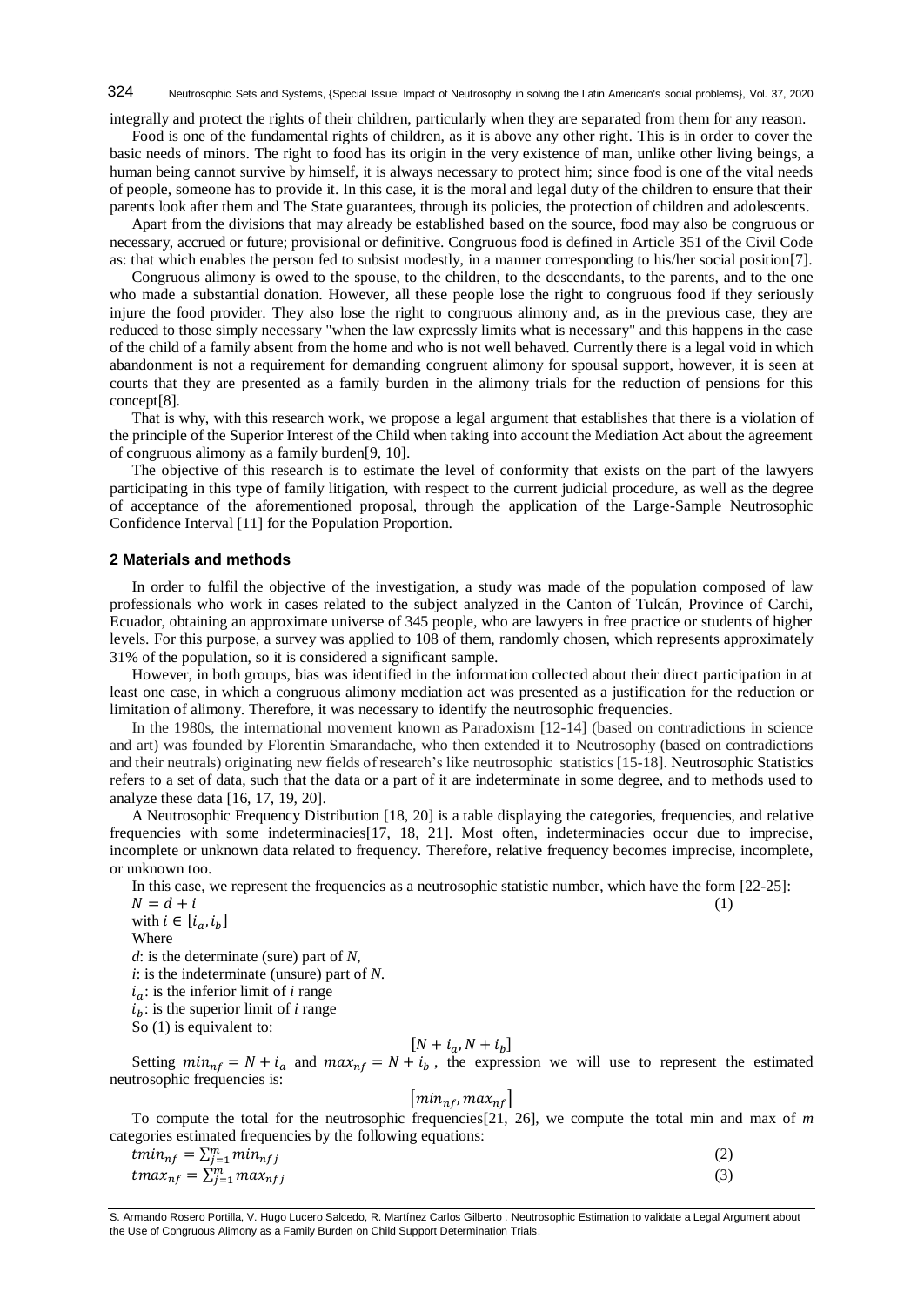integrally and protect the rights of their children, particularly when they are separated from them for any reason.

Food is one of the fundamental rights of children, as it is above any other right. This is in order to cover the basic needs of minors. The right to food has its origin in the very existence of man, unlike other living beings, a human being cannot survive by himself, it is always necessary to protect him; since food is one of the vital needs of people, someone has to provide it. In this case, it is the moral and legal duty of the children to ensure that their parents look after them and The State guarantees, through its policies, the protection of children and adolescents.

Apart from the divisions that may already be established based on the source, food may also be congruous or necessary, accrued or future; provisional or definitive. Congruous food is defined in Article 351 of the Civil Code as: that which enables the person fed to subsist modestly, in a manner corresponding to his/her social position[7].

Congruous alimony is owed to the spouse, to the children, to the descendants, to the parents, and to the one who made a substantial donation. However, all these people lose the right to congruous food if they seriously injure the food provider. They also lose the right to congruous alimony and, as in the previous case, they are reduced to those simply necessary "when the law expressly limits what is necessary" and this happens in the case of the child of a family absent from the home and who is not well behaved. Currently there is a legal void in which abandonment is not a requirement for demanding congruent alimony for spousal support, however, it is seen at courts that they are presented as a family burden in the alimony trials for the reduction of pensions for this concept[8].

That is why, with this research work, we propose a legal argument that establishes that there is a violation of the principle of the Superior Interest of the Child when taking into account the Mediation Act about the agreement of congruous alimony as a family burden[9, 10].

The objective of this research is to estimate the level of conformity that exists on the part of the lawyers participating in this type of family litigation, with respect to the current judicial procedure, as well as the degree of acceptance of the aforementioned proposal, through the application of the Large-Sample Neutrosophic Confidence Interval [11] for the Population Proportion.

## 2 Materials and methods

In order to fulfil the objective of the investigation, a study was made of the population composed of law professionals who work in cases related to the subject analyzed in the Canton of Tulcán, Province of Carchi, Ecuador, obtaining an approximate universe of 345 people, who are lawyers in free practice or students of higher levels. For this purpose, a survey was applied to 108 of them, randomly chosen, which represents approximately 31% of the population, so it is considered a significant sample.

However, in both groups, bias was identified in the information collected about their direct participation in at least one case, in which a congruous alimony mediation act was presented as a justification for the reduction or limitation of alimony. Therefore, it was necessary to identify the neutrosophic frequencies.

In the 1980s, the international movement known as Paradoxism [12-14] (based on contradictions in science and art) was founded by Florentin Smarandache, who then extended it to Neutrosophy (based on contradictions and their neutrals) originating new fields of research's like neutrosophic statistics [15-18]. Neutrosophic Statistics refers to a set of data, such that the data or a part of it are indeterminate in some degree, and to methods used to analyze these data [16, 17, 19, 20].

A Neutrosophic Frequency Distribution [18, 20] is a table displaying the categories, frequencies, and relative frequencies with some indeterminacies[17, 18, 21]. Most often, indeterminacies occur due to imprecise, incomplete or unknown data related to frequency. Therefore, relative frequency becomes imprecise, incomplete, or unknown too.

In this case, we represent the frequencies as a neutrosophic statistic number, which have the form [22-25]:

$$N = d + i \tag{1}$$

with $i \in [i_a, i_b]$

Where

$d$: is the determinate (sure) part of $N$,

$i$: is the indeterminate (unsure) part of $N$.

$i_a$: is the inferior limit of $i$ range

$i_b$: is the superior limit of $i$ range

So (1) is equivalent to:

$$[N + i_a, N + i_b]$$

Setting $min_{nf} = N + i_a$ and $max_{nf} = N + i_b$, the expression we will use to represent the estimated neutrosophic frequencies is:

$$[min_{nf}, max_{nf}]$$

To compute the total for the neutrosophic frequencies[21, 26], we compute the total min and max of $m$ categories estimated frequencies by the following equations:

$$tmin_{nf} = \sum_{j=1}^{m} min_{nf\,j} \tag{2}$$

$$tmax_{nf} = \sum_{j=1}^{m} max_{nf\,j} \tag{3}$$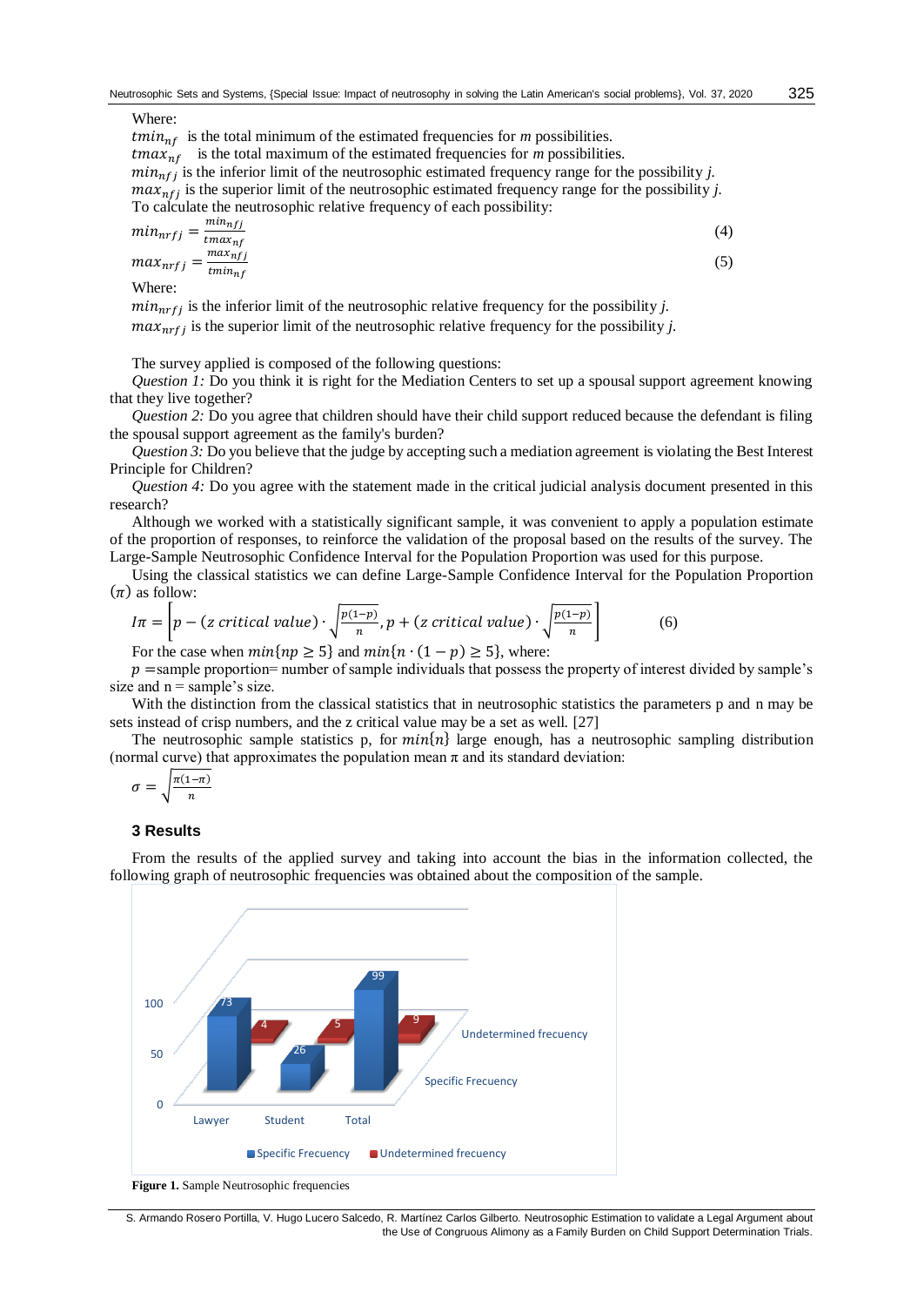Where:

$tmin_{nf}$ is the total minimum of the estimated frequencies for *m* possibilities.

$tmax_{nf}$ is the total maximum of the estimated frequencies for *m* possibilities.

$min_{nfj}$ is the inferior limit of the neutrosophic estimated frequency range for the possibility *j.*

$max_{nfj}$ is the superior limit of the neutrosophic estimated frequency range for the possibility *j*.

To calculate the neutrosophic relative frequency of each possibility:

$$min_{nrfj} = \frac{min_{nfj}}{tmax_{nf}} \quad (4)$$

$$max_{nrfj} = \frac{max_{nfj}}{tmin_{nf}} \quad (5)$$

Where:

$min_{nrfj}$ is the inferior limit of the neutrosophic relative frequency for the possibility *j*.

$max_{nrfj}$ is the superior limit of the neutrosophic relative frequency for the possibility *j*.

The survey applied is composed of the following questions:

*Question 1:* Do you think it is right for the Mediation Centers to set up a spousal support agreement knowing that they live together?

*Question 2:* Do you agree that children should have their child support reduced because the defendant is filing the spousal support agreement as the family's burden?

*Question 3:* Do you believe that the judge by accepting such a mediation agreement is violating the Best Interest Principle for Children?

*Question 4:* Do you agree with the statement made in the critical judicial analysis document presented in this research?

Although we worked with a statistically significant sample, it was convenient to apply a population estimate of the proportion of responses, to reinforce the validation of the proposal based on the results of the survey. The Large-Sample Neutrosophic Confidence Interval for the Population Proportion was used for this purpose.

Using the classical statistics we can define Large-Sample Confidence Interval for the Population Proportion ($\pi$) as follow:

$$I\pi = \left[p - (z\ critical\ value) \cdot \sqrt{\frac{p(1-p)}{n}}, p + (z\ critical\ value) \cdot \sqrt{\frac{p(1-p)}{n}}\right] \quad (6)$$

For the case when $min\{np \geq 5\}$ and $min\{n \cdot (1-p) \geq 5\}$, where:

$p$ =sample proportion= number of sample individuals that possess the property of interest divided by sample's size and n = sample's size.

With the distinction from the classical statistics that in neutrosophic statistics the parameters p and n may be sets instead of crisp numbers, and the z critical value may be a set as well. [27]

The neutrosophic sample statistics p, for $min\{n\}$ large enough, has a neutrosophic sampling distribution (normal curve) that approximates the population mean π and its standard deviation:

$$\sigma = \sqrt{\frac{\pi(1-\pi)}{n}}$$

### 3 Results

From the results of the applied survey and taking into account the bias in the information collected, the following graph of neutrosophic frequencies was obtained about the composition of the sample.

| | Lawyer | Student | Total |
|---|---|---|---|
| Specific Frecuency | 73 | 26 | 99 |
| Undetermined frequency | 4 | 5 | 9 |

**Figure 1.** Sample Neutrosophic frequencies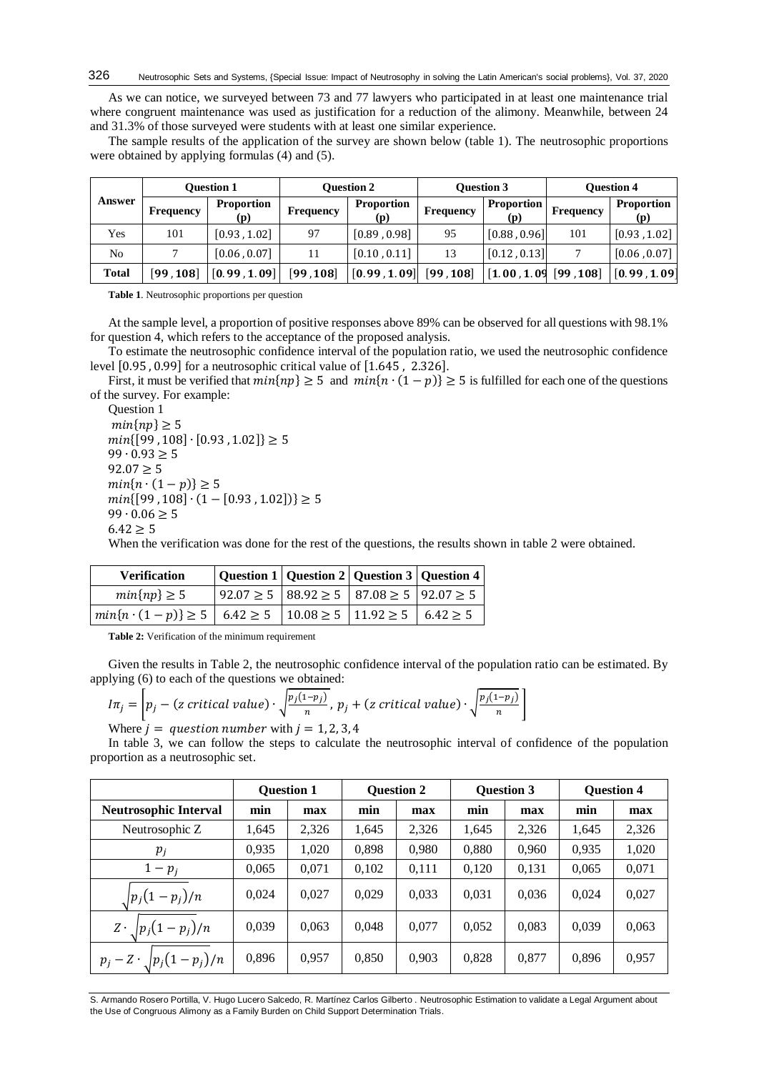As we can notice, we surveyed between 73 and 77 lawyers who participated in at least one maintenance trial where congruent maintenance was used as justification for a reduction of the alimony. Meanwhile, between 24 and 31.3% of those surveyed were students with at least one similar experience.

The sample results of the application of the survey are shown below (table 1). The neutrosophic proportions were obtained by applying formulas (4) and (5).

| Answer | Question 1 | | Question 2 | | Question 3 | | Question 4 | |
|---|---|---|---|---|---|---|---|---|
| | Frequency | Proportion (p) | Frequency | Proportion (p) | Frequency | Proportion (p) | Frequency | Proportion (p) |
| Yes | 101 | $[0.93\,,1.02]$ | 97 | $[0.89\,,0.98]$ | 95 | $[0.88\,,0.96]$ | 101 | $[0.93\,,1.02]$ |
| No | 7 | $[0.06\,,0.07]$ | 11 | $[0.10\,,0.11]$ | 13 | $[0.12\,,0.13]$ | 7 | $[0.06\,,0.07]$ |
| **Total** | $[\mathbf{99}\,,\mathbf{108}]$ | $[\mathbf{0.99}\,,\mathbf{1.09}]$ | $[\mathbf{99}\,,\mathbf{108}]$ | $[\mathbf{0.99}\,,\mathbf{1.09}]$ | $[\mathbf{99}\,,\mathbf{108}]$ | $[\mathbf{1.00}\,,\mathbf{1.09}$ | $[\mathbf{99}\,,\mathbf{108}]$ | $[\mathbf{0.99}\,,\mathbf{1.09}]$ |

**Table 1**. Neutrosophic proportions per question

At the sample level, a proportion of positive responses above 89% can be observed for all questions with 98.1% for question 4, which refers to the acceptance of the proposed analysis.

To estimate the neutrosophic confidence interval of the population ratio, we used the neutrosophic confidence level $[0.95\,,0.99]$ for a neutrosophic critical value of $[1.645\,,\ 2.326]$.

First, it must be verified that $min\{np\} \geq 5$ and $min\{n \cdot (1-p)\} \geq 5$ is fulfilled for each one of the questions of the survey. For example:

Question 1

$min\{np\} \geq 5$

$min\{[99\,,108] \cdot [0.93\,,1.02]\} \geq 5$

$99 \cdot 0.93 \geq 5$

$92.07 \geq 5$

$min\{n \cdot (1-p)\} \geq 5$

$min\{[99\,,108] \cdot (1 - [0.93\,,1.02])\} \geq 5$

$99 \cdot 0.06 \geq 5$

$6.42 \geq 5$

When the verification was done for the rest of the questions, the results shown in table 2 were obtained.

| Verification | Question 1 | Question 2 | Question 3 | Question 4 |
|---|---|---|---|---|
| $min\{np\} \geq 5$ | $92.07 \geq 5$ | $88.92 \geq 5$ | $87.08 \geq 5$ | $92.07 \geq 5$ |
| $min\{n \cdot (1-p)\} \geq 5$ | $6.42 \geq 5$ | $10.08 \geq 5$ | $11.92 \geq 5$ | $6.42 \geq 5$ |

**Table 2:** Verification of the minimum requirement

Given the results in Table 2, the neutrosophic confidence interval of the population ratio can be estimated. By applying (6) to each of the questions we obtained:

$$I\pi_j = \left[p_j - (z\ critical\ value) \cdot \sqrt{\frac{p_j(1-p_j)}{n}},\ p_j + (z\ critical\ value) \cdot \sqrt{\frac{p_j(1-p_j)}{n}}\right]$$

Where $j = question\ number$ with $j = 1, 2, 3, 4$

In table 3, we can follow the steps to calculate the neutrosophic interval of confidence of the population proportion as a neutrosophic set.

| | Question 1 | | Question 2 | | Question 3 | | Question 4 | |
|---|---|---|---|---|---|---|---|---|
| **Neutrosophic Interval** | **min** | **max** | **min** | **max** | **min** | **max** | **min** | **max** |
| Neutrosophic Z | 1,645 | 2,326 | 1,645 | 2,326 | 1,645 | 2,326 | 1,645 | 2,326 |
| $p_j$ | 0,935 | 1,020 | 0,898 | 0,980 | 0,880 | 0,960 | 0,935 | 1,020 |
| $1 - p_j$ | 0,065 | 0,071 | 0,102 | 0,111 | 0,120 | 0,131 | 0,065 | 0,071 |
| $\sqrt{p_j(1-p_j)}/n$ | 0,024 | 0,027 | 0,029 | 0,033 | 0,031 | 0,036 | 0,024 | 0,027 |
| $Z \cdot \sqrt{p_j(1-p_j)}/n$ | 0,039 | 0,063 | 0,048 | 0,077 | 0,052 | 0,083 | 0,039 | 0,063 |
| $p_j - Z \cdot \sqrt{p_j(1-p_j)}/n$ | 0,896 | 0,957 | 0,850 | 0,903 | 0,828 | 0,877 | 0,896 | 0,957 |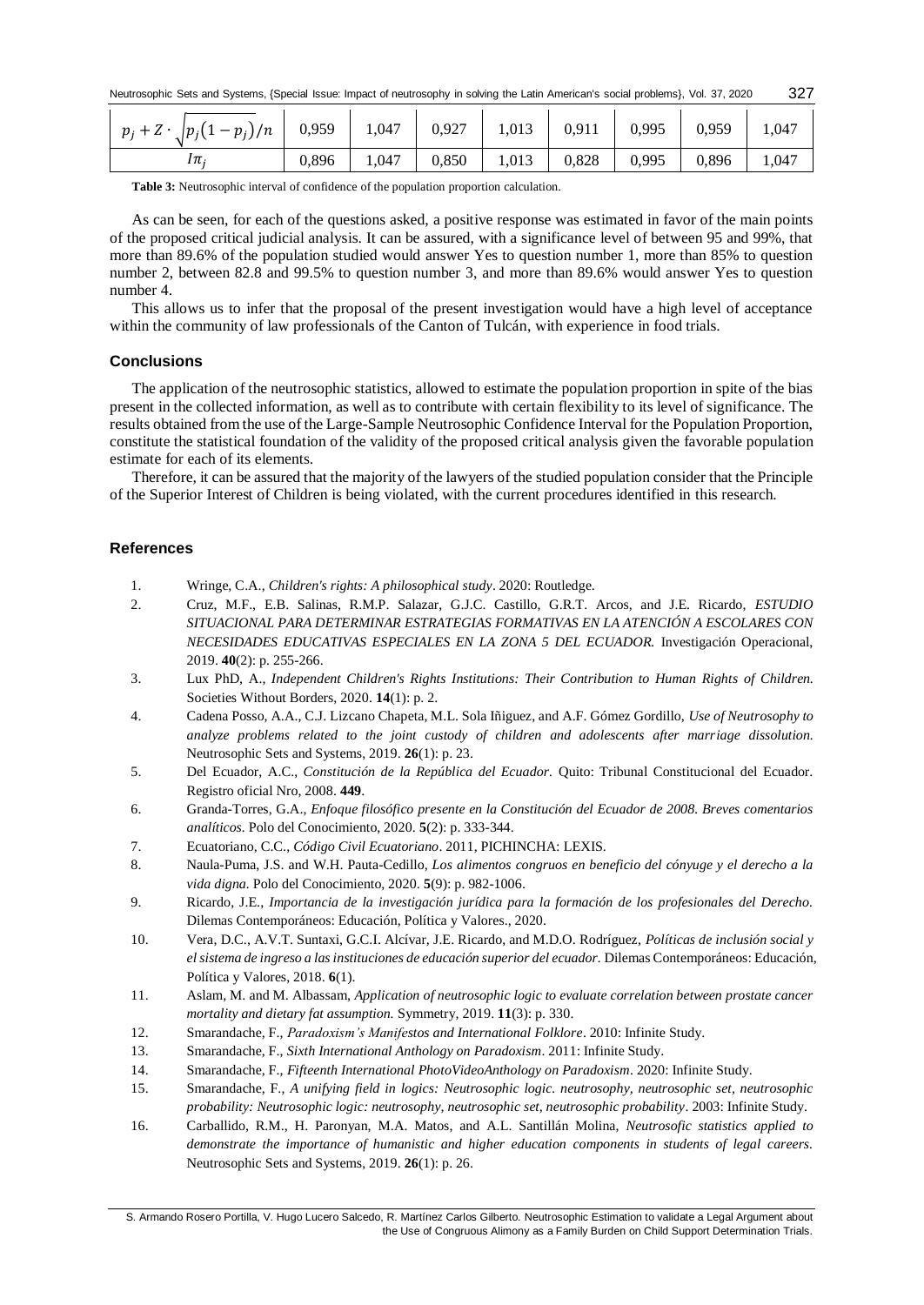| $p_j + Z \cdot \sqrt{p_j(1-p_j)/n}$ | 0,959 | 1,047 | 0,927 | 1,013 | 0,911 | 0,995 | 0,959 | 1,047 |
|---|---|---|---|---|---|---|---|---|
| $I\pi_j$ | 0,896 | 1,047 | 0,850 | 1,013 | 0,828 | 0,995 | 0,896 | 1,047 |

**Table 3:** Neutrosophic interval of confidence of the population proportion calculation.

As can be seen, for each of the questions asked, a positive response was estimated in favor of the main points of the proposed critical judicial analysis. It can be assured, with a significance level of between 95 and 99%, that more than 89.6% of the population studied would answer Yes to question number 1, more than 85% to question number 2, between 82.8 and 99.5% to question number 3, and more than 89.6% would answer Yes to question number 4.

This allows us to infer that the proposal of the present investigation would have a high level of acceptance within the community of law professionals of the Canton of Tulcán, with experience in food trials.

## Conclusions

The application of the neutrosophic statistics, allowed to estimate the population proportion in spite of the bias present in the collected information, as well as to contribute with certain flexibility to its level of significance. The results obtained from the use of the Large-Sample Neutrosophic Confidence Interval for the Population Proportion, constitute the statistical foundation of the validity of the proposed critical analysis given the favorable population estimate for each of its elements.

Therefore, it can be assured that the majority of the lawyers of the studied population consider that the Principle of the Superior Interest of Children is being violated, with the current procedures identified in this research.

## References

1. Wringe, C.A., *Children's rights: A philosophical study*. 2020: Routledge.
2. Cruz, M.F., E.B. Salinas, R.M.P. Salazar, G.J.C. Castillo, G.R.T. Arcos, and J.E. Ricardo, *ESTUDIO SITUACIONAL PARA DETERMINAR ESTRATEGIAS FORMATIVAS EN LA ATENCIÓN A ESCOLARES CON NECESIDADES EDUCATIVAS ESPECIALES EN LA ZONA 5 DEL ECUADOR.* Investigación Operacional, 2019. **40**(2): p. 255-266.
3. Lux PhD, A., *Independent Children's Rights Institutions: Their Contribution to Human Rights of Children.* Societies Without Borders, 2020. **14**(1): p. 2.
4. Cadena Posso, A.A., C.J. Lizcano Chapeta, M.L. Sola Iñiguez, and A.F. Gómez Gordillo, *Use of Neutrosophy to analyze problems related to the joint custody of children and adolescents after marriage dissolution.* Neutrosophic Sets and Systems, 2019. **26**(1): p. 23.
5. Del Ecuador, A.C., *Constitución de la República del Ecuador.* Quito: Tribunal Constitucional del Ecuador. Registro oficial Nro, 2008. **449**.
6. Granda-Torres, G.A., *Enfoque filosófico presente en la Constitución del Ecuador de 2008. Breves comentarios analíticos.* Polo del Conocimiento, 2020. **5**(2): p. 333-344.
7. Ecuatoriano, C.C., *Código Civil Ecuatoriano*. 2011, PICHINCHA: LEXIS.
8. Naula-Puma, J.S. and W.H. Pauta-Cedillo, *Los alimentos congruos en beneficio del cónyuge y el derecho a la vida digna.* Polo del Conocimiento, 2020. **5**(9): p. 982-1006.
9. Ricardo, J.E., *Importancia de la investigación jurídica para la formación de los profesionales del Derecho.* Dilemas Contemporáneos: Educación, Política y Valores., 2020.
10. Vera, D.C., A.V.T. Suntaxi, G.C.I. Alcívar, J.E. Ricardo, and M.D.O. Rodríguez, *Políticas de inclusión social y el sistema de ingreso a las instituciones de educación superior del ecuador.* Dilemas Contemporáneos: Educación, Política y Valores, 2018. **6**(1).
11. Aslam, M. and M. Albassam, *Application of neutrosophic logic to evaluate correlation between prostate cancer mortality and dietary fat assumption.* Symmetry, 2019. **11**(3): p. 330.
12. Smarandache, F., *Paradoxism's Manifestos and International Folklore*. 2010: Infinite Study.
13. Smarandache, F., *Sixth International Anthology on Paradoxism*. 2011: Infinite Study.
14. Smarandache, F., *Fifteenth International PhotoVideoAnthology on Paradoxism*. 2020: Infinite Study.
15. Smarandache, F., *A unifying field in logics: Neutrosophic logic. neutrosophy, neutrosophic set, neutrosophic probability: Neutrosophic logic: neutrosophy, neutrosophic set, neutrosophic probability*. 2003: Infinite Study.
16. Carballido, R.M., H. Paronyan, M.A. Matos, and A.L. Santillán Molina, *Neutrosofic statistics applied to demonstrate the importance of humanistic and higher education components in students of legal careers.* Neutrosophic Sets and Systems, 2019. **26**(1): p. 26.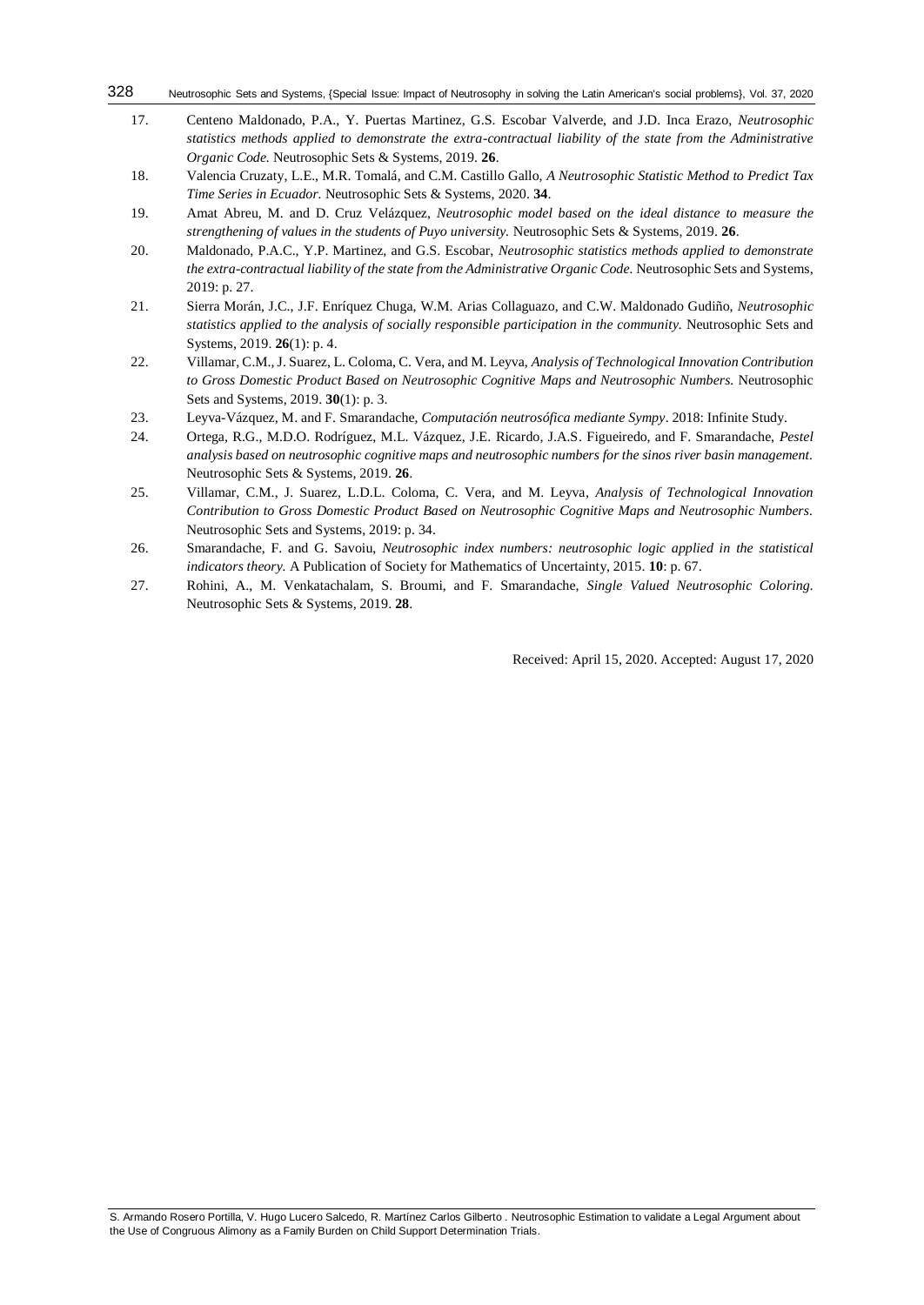17. Centeno Maldonado, P.A., Y. Puertas Martinez, G.S. Escobar Valverde, and J.D. Inca Erazo, *Neutrosophic statistics methods applied to demonstrate the extra-contractual liability of the state from the Administrative Organic Code.* Neutrosophic Sets & Systems, 2019. **26**.
18. Valencia Cruzaty, L.E., M.R. Tomalá, and C.M. Castillo Gallo, *A Neutrosophic Statistic Method to Predict Tax Time Series in Ecuador.* Neutrosophic Sets & Systems, 2020. **34**.
19. Amat Abreu, M. and D. Cruz Velázquez, *Neutrosophic model based on the ideal distance to measure the strengthening of values in the students of Puyo university.* Neutrosophic Sets & Systems, 2019. **26**.
20. Maldonado, P.A.C., Y.P. Martinez, and G.S. Escobar, *Neutrosophic statistics methods applied to demonstrate the extra-contractual liability of the state from the Administrative Organic Code.* Neutrosophic Sets and Systems, 2019: p. 27.
21. Sierra Morán, J.C., J.F. Enríquez Chuga, W.M. Arias Collaguazo, and C.W. Maldonado Gudiño, *Neutrosophic statistics applied to the analysis of socially responsible participation in the community.* Neutrosophic Sets and Systems, 2019. **26**(1): p. 4.
22. Villamar, C.M., J. Suarez, L. Coloma, C. Vera, and M. Leyva, *Analysis of Technological Innovation Contribution to Gross Domestic Product Based on Neutrosophic Cognitive Maps and Neutrosophic Numbers.* Neutrosophic Sets and Systems, 2019. **30**(1): p. 3.
23. Leyva-Vázquez, M. and F. Smarandache, *Computación neutrosófica mediante Sympy*. 2018: Infinite Study.
24. Ortega, R.G., M.D.O. Rodríguez, M.L. Vázquez, J.E. Ricardo, J.A.S. Figueiredo, and F. Smarandache, *Pestel analysis based on neutrosophic cognitive maps and neutrosophic numbers for the sinos river basin management.* Neutrosophic Sets & Systems, 2019. **26**.
25. Villamar, C.M., J. Suarez, L.D.L. Coloma, C. Vera, and M. Leyva, *Analysis of Technological Innovation Contribution to Gross Domestic Product Based on Neutrosophic Cognitive Maps and Neutrosophic Numbers.* Neutrosophic Sets and Systems, 2019: p. 34.
26. Smarandache, F. and G. Savoiu, *Neutrosophic index numbers: neutrosophic logic applied in the statistical indicators theory.* A Publication of Society for Mathematics of Uncertainty, 2015. **10**: p. 67.
27. Rohini, A., M. Venkatachalam, S. Broumi, and F. Smarandache, *Single Valued Neutrosophic Coloring.* Neutrosophic Sets & Systems, 2019. **28**.

Received: April 15, 2020. Accepted: August 17, 2020